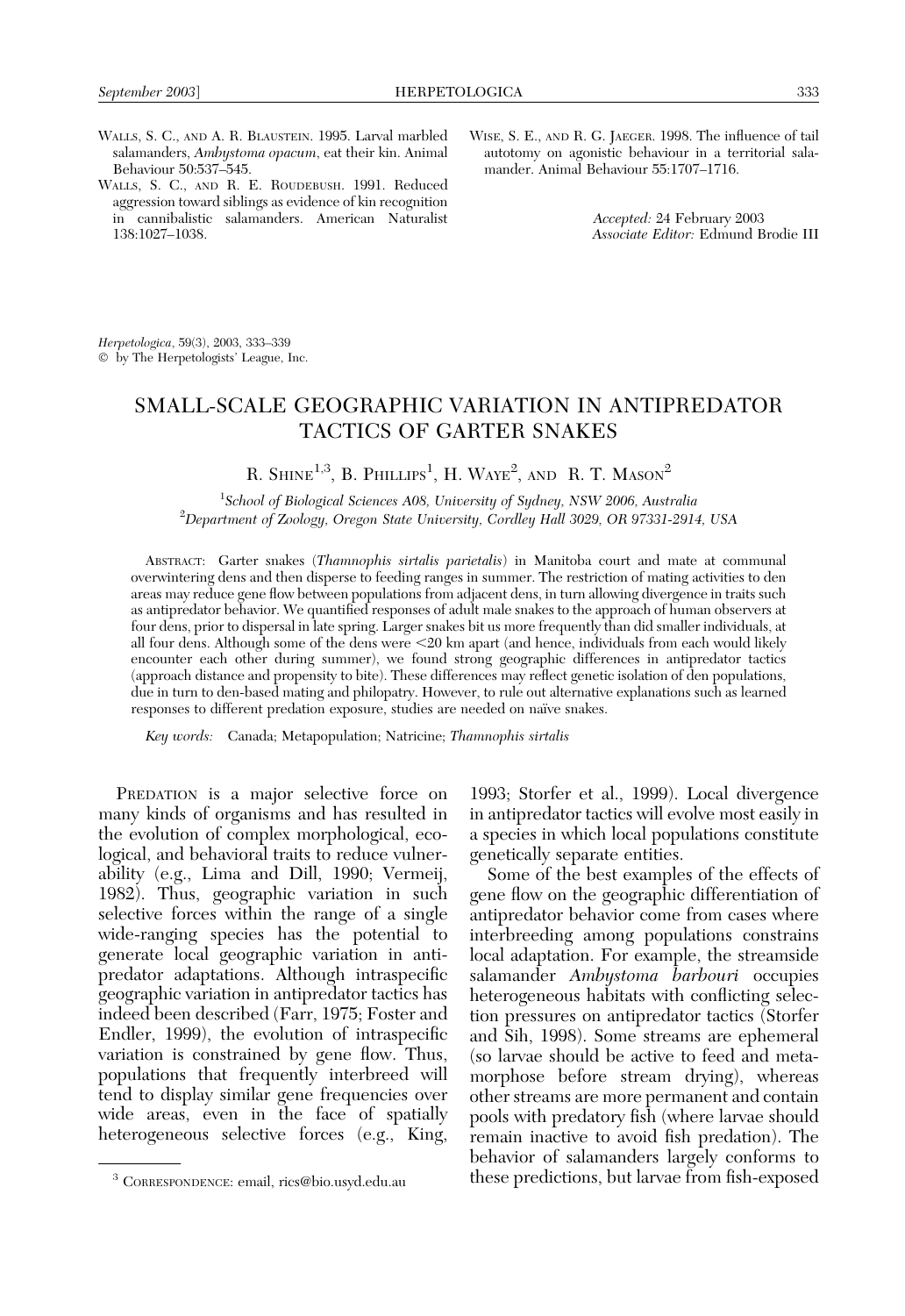WALLS, S. C., AND A. R. BLAUSTEIN. 1995. Larval marbled salamanders, *Ambystoma opacum*, eat their kin. Animal Behaviour 50:537–545.

WALLS, S. C., AND R. E. ROUDEBUSH. 1991. Reduced aggression toward siblings as evidence of kin recognition in cannibalistic salamanders. American Naturalist 138:1027–1038.

WISE, S. E., AND R. G. JAEGER. 1998. The influence of tail autotomy on agonistic behaviour in a territorial salamander. Animal Behaviour 55:1707–1716.

*Accepted:* 24 February 2003
*Associate Editor:* Edmund Brodie III

*Herpetologica*, 59(3), 2003, 333–339
© by The Herpetologists' League, Inc.

# SMALL-SCALE GEOGRAPHIC VARIATION IN ANTIPREDATOR TACTICS OF GARTER SNAKES

R. SHINE[1,3], B. PHILLIPS[1], H. WAYE[2], AND R. T. MASON[2]

[1]*School of Biological Sciences A08, University of Sydney, NSW 2006, Australia*
[2]*Department of Zoology, Oregon State University, Cordley Hall 3029, OR 97331-2914, USA*

ABSTRACT: Garter snakes (*Thamnophis sirtalis parietalis*) in Manitoba court and mate at communal overwintering dens and then disperse to feeding ranges in summer. The restriction of mating activities to den areas may reduce gene flow between populations from adjacent dens, in turn allowing divergence in traits such as antipredator behavior. We quantified responses of adult male snakes to the approach of human observers at four dens, prior to dispersal in late spring. Larger snakes bit us more frequently than did smaller individuals, at all four dens. Although some of the dens were <20 km apart (and hence, individuals from each would likely encounter each other during summer), we found strong geographic differences in antipredator tactics (approach distance and propensity to bite). These differences may reflect genetic isolation of den populations, due in turn to den-based mating and philopatry. However, to rule out alternative explanations such as learned responses to different predation exposure, studies are needed on naïve snakes.

*Key words:* Canada; Metapopulation; Natricine; *Thamnophis sirtalis*

PREDATION is a major selective force on many kinds of organisms and has resulted in the evolution of complex morphological, ecological, and behavioral traits to reduce vulnerability (e.g., Lima and Dill, 1990; Vermeij, 1982). Thus, geographic variation in such selective forces within the range of a single wide-ranging species has the potential to generate local geographic variation in antipredator adaptations. Although intraspecific geographic variation in antipredator tactics has indeed been described (Farr, 1975; Foster and Endler, 1999), the evolution of intraspecific variation is constrained by gene flow. Thus, populations that frequently interbreed will tend to display similar gene frequencies over wide areas, even in the face of spatially heterogeneous selective forces (e.g., King, 1993; Storfer et al., 1999). Local divergence in antipredator tactics will evolve most easily in a species in which local populations constitute genetically separate entities.

Some of the best examples of the effects of gene flow on the geographic differentiation of antipredator behavior come from cases where interbreeding among populations constrains local adaptation. For example, the streamside salamander *Ambystoma barbouri* occupies heterogeneous habitats with conflicting selection pressures on antipredator tactics (Storfer and Sih, 1998). Some streams are ephemeral (so larvae should be active to feed and metamorphose before stream drying), whereas other streams are more permanent and contain pools with predatory fish (where larvae should remain inactive to avoid fish predation). The behavior of salamanders largely conforms to these predictions, but larvae from fish-exposed

[3] CORRESPONDENCE: email, rics@bio.usyd.edu.au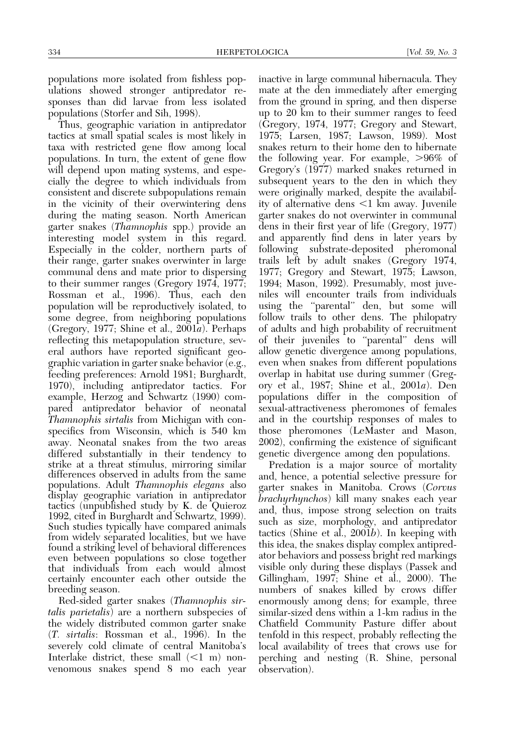populations more isolated from fishless populations showed stronger antipredator responses than did larvae from less isolated populations (Storfer and Sih, 1998).

Thus, geographic variation in antipredator tactics at small spatial scales is most likely in taxa with restricted gene flow among local populations. In turn, the extent of gene flow will depend upon mating systems, and especially the degree to which individuals from consistent and discrete subpopulations remain in the vicinity of their overwintering dens during the mating season. North American garter snakes (*Thamnophis* spp.) provide an interesting model system in this regard. Especially in the colder, northern parts of their range, garter snakes overwinter in large communal dens and mate prior to dispersing to their summer ranges (Gregory 1974, 1977; Rossman et al., 1996). Thus, each den population will be reproductively isolated, to some degree, from neighboring populations (Gregory, 1977; Shine et al., 2001*a*). Perhaps reflecting this metapopulation structure, several authors have reported significant geographic variation in garter snake behavior (e.g., feeding preferences: Arnold 1981; Burghardt, 1970), including antipredator tactics. For example, Herzog and Schwartz (1990) compared antipredator behavior of neonatal *Thamnophis sirtalis* from Michigan with conspecifics from Wisconsin, which is 540 km away. Neonatal snakes from the two areas differed substantially in their tendency to strike at a threat stimulus, mirroring similar differences observed in adults from the same populations. Adult *Thamnophis elegans* also display geographic variation in antipredator tactics (unpublished study by K. de Quieroz 1992, cited in Burghardt and Schwartz, 1999). Such studies typically have compared animals from widely separated localities, but we have found a striking level of behavioral differences even between populations so close together that individuals from each would almost certainly encounter each other outside the breeding season.

Red-sided garter snakes (*Thamnophis sirtalis parietalis*) are a northern subspecies of the widely distributed common garter snake (*T. sirtalis*: Rossman et al., 1996). In the severely cold climate of central Manitoba's Interlake district, these small (<1 m) nonvenomous snakes spend 8 mo each year inactive in large communal hibernacula. They mate at the den immediately after emerging from the ground in spring, and then disperse up to 20 km to their summer ranges to feed (Gregory, 1974, 1977; Gregory and Stewart, 1975; Larsen, 1987; Lawson, 1989). Most snakes return to their home den to hibernate the following year. For example, >96% of Gregory's (1977) marked snakes returned in subsequent years to the den in which they were originally marked, despite the availability of alternative dens <1 km away. Juvenile garter snakes do not overwinter in communal dens in their first year of life (Gregory, 1977) and apparently find dens in later years by following substrate-deposited pheromonal trails left by adult snakes (Gregory 1974, 1977; Gregory and Stewart, 1975; Lawson, 1994; Mason, 1992). Presumably, most juveniles will encounter trails from individuals using the "parental" den, but some will follow trails to other dens. The philopatry of adults and high probability of recruitment of their juveniles to "parental" dens will allow genetic divergence among populations, even when snakes from different populations overlap in habitat use during summer (Gregory et al., 1987; Shine et al., 2001*a*). Den populations differ in the composition of sexual-attractiveness pheromones of females and in the courtship responses of males to those pheromones (LeMaster and Mason, 2002), confirming the existence of significant genetic divergence among den populations.

Predation is a major source of mortality and, hence, a potential selective pressure for garter snakes in Manitoba. Crows (*Corvus brachyrhynchos*) kill many snakes each year and, thus, impose strong selection on traits such as size, morphology, and antipredator tactics (Shine et al., 2001*b*). In keeping with this idea, the snakes display complex antipredator behaviors and possess bright red markings visible only during these displays (Passek and Gillingham, 1997; Shine et al., 2000). The numbers of snakes killed by crows differ enormously among dens; for example, three similar-sized dens within a 1-km radius in the Chatfield Community Pasture differ about tenfold in this respect, probably reflecting the local availability of trees that crows use for perching and nesting (R. Shine, personal observation).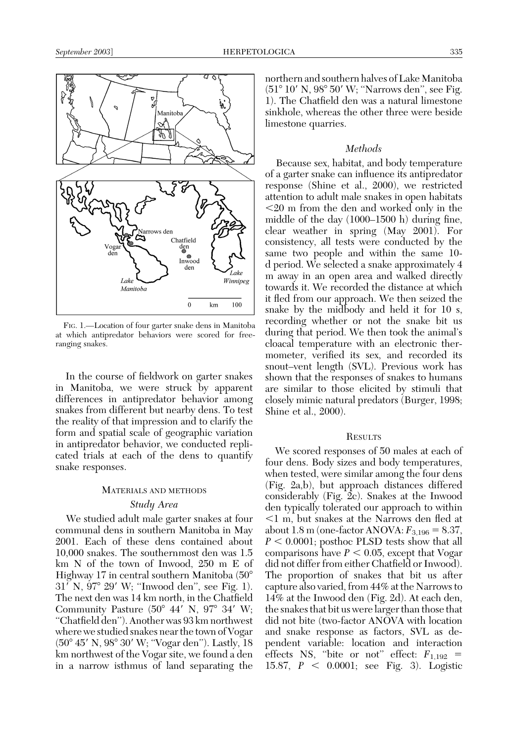FIG. 1.—Location of four garter snake dens in Manitoba at which antipredator behaviors were scored for free-ranging snakes.

In the course of fieldwork on garter snakes in Manitoba, we were struck by apparent differences in antipredator behavior among snakes from different but nearby dens. To test the reality of that impression and to clarify the form and spatial scale of geographic variation in antipredator behavior, we conducted replicated trials at each of the dens to quantify snake responses.

## MATERIALS AND METHODS

### *Study Area*

We studied adult male garter snakes at four communal dens in southern Manitoba in May 2001. Each of these dens contained about 10,000 snakes. The southernmost den was 1.5 km N of the town of Inwood, 250 m E of Highway 17 in central southern Manitoba (50° 31′ N, 97° 29′ W; "Inwood den", see Fig. 1). The next den was 14 km north, in the Chatfield Community Pasture (50° 44′ N, 97° 34′ W; "Chatfield den"). Another was 93 km northwest where we studied snakes near the town of Vogar (50° 45′ N, 98° 30′ W; "Vogar den"). Lastly, 18 km northwest of the Vogar site, we found a den in a narrow isthmus of land separating the northern and southern halves of Lake Manitoba (51° 10′ N, 98° 50′ W; "Narrows den", see Fig. 1). The Chatfield den was a natural limestone sinkhole, whereas the other three were beside limestone quarries.

### *Methods*

Because sex, habitat, and body temperature of a garter snake can influence its antipredator response (Shine et al., 2000), we restricted attention to adult male snakes in open habitats <20 m from the den and worked only in the middle of the day (1000–1500 h) during fine, clear weather in spring (May 2001). For consistency, all tests were conducted by the same two people and within the same 10-d period. We selected a snake approximately 4 m away in an open area and walked directly towards it. We recorded the distance at which it fled from our approach. We then seized the snake by the midbody and held it for 10 s, recording whether or not the snake bit us during that period. We then took the animal's cloacal temperature with an electronic thermometer, verified its sex, and recorded its snout–vent length (SVL). Previous work has shown that the responses of snakes to humans are similar to those elicited by stimuli that closely mimic natural predators (Burger, 1998; Shine et al., 2000).

## RESULTS

We scored responses of 50 males at each of four dens. Body sizes and body temperatures, when tested, were similar among the four dens (Fig. 2a,b), but approach distances differed considerably (Fig. 2c). Snakes at the Inwood den typically tolerated our approach to within <1 m, but snakes at the Narrows den fled at about 1.8 m (one-factor ANOVA: $F_{3,196} = 8.37$, $P < 0.0001$; posthoc PLSD tests show that all comparisons have $P < 0.05$, except that Vogar did not differ from either Chatfield or Inwood). The proportion of snakes that bit us after capture also varied, from 44% at the Narrows to 14% at the Inwood den (Fig. 2d). At each den, the snakes that bit us were larger than those that did not bite (two-factor ANOVA with location and snake response as factors, SVL as dependent variable: location and interaction effects NS, "bite or not" effect: $F_{1,192} = 15.87$, $P < 0.0001$; see Fig. 3). Logistic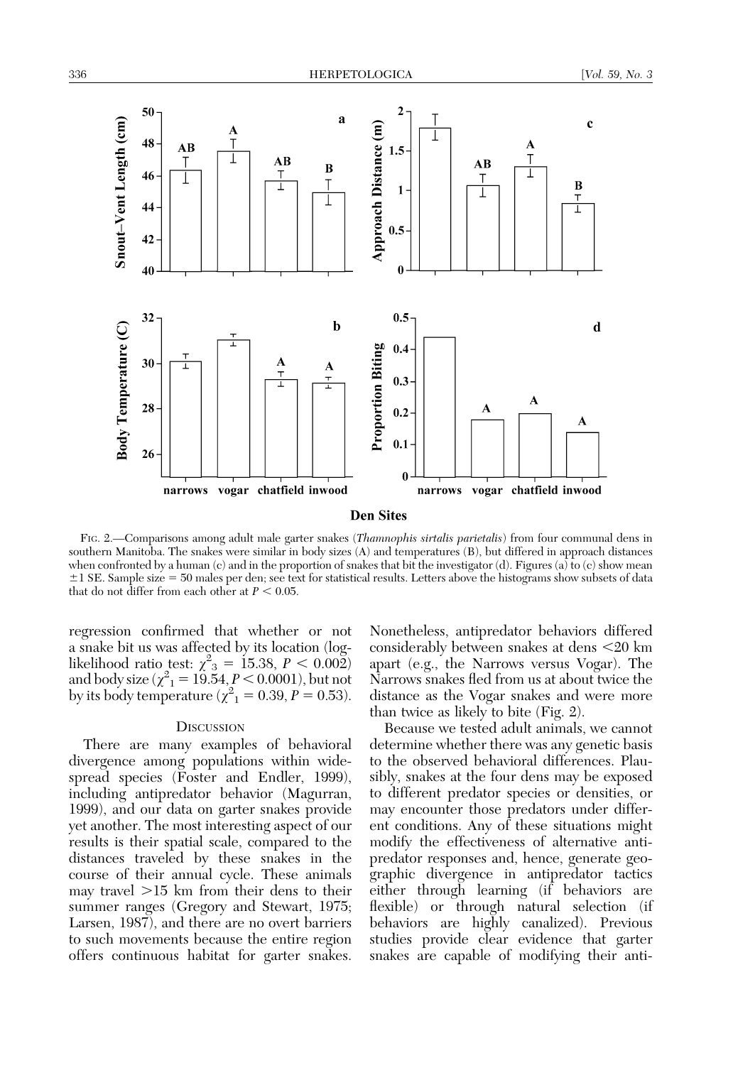FIG. 2.—Comparisons among adult male garter snakes (*Thamnophis sirtalis parietalis*) from four communal dens in southern Manitoba. The snakes were similar in body sizes (A) and temperatures (B), but differed in approach distances when confronted by a human (c) and in the proportion of snakes that bit the investigator (d). Figures (a) to (c) show mean ±1 SE. Sample size = 50 males per den; see text for statistical results. Letters above the histograms show subsets of data that do not differ from each other at $P < 0.05$.

regression confirmed that whether or not a snake bit us was affected by its location (log-likelihood ratio test: $\chi^2_3 = 15.38$, $P < 0.002$) and body size ($\chi^2_1 = 19.54$, $P < 0.0001$), but not by its body temperature ($\chi^2_1 = 0.39$, $P = 0.53$).

## DISCUSSION

There are many examples of behavioral divergence among populations within widespread species (Foster and Endler, 1999), including antipredator behavior (Magurran, 1999), and our data on garter snakes provide yet another. The most interesting aspect of our results is their spatial scale, compared to the distances traveled by these snakes in the course of their annual cycle. These animals may travel >15 km from their dens to their summer ranges (Gregory and Stewart, 1975; Larsen, 1987), and there are no overt barriers to such movements because the entire region offers continuous habitat for garter snakes. Nonetheless, antipredator behaviors differed considerably between snakes at dens <20 km apart (e.g., the Narrows versus Vogar). The Narrows snakes fled from us at about twice the distance as the Vogar snakes and were more than twice as likely to bite (Fig. 2).

Because we tested adult animals, we cannot determine whether there was any genetic basis to the observed behavioral differences. Plausibly, snakes at the four dens may be exposed to different predator species or densities, or may encounter those predators under different conditions. Any of these situations might modify the effectiveness of alternative antipredator responses and, hence, generate geographic divergence in antipredator tactics either through learning (if behaviors are flexible) or through natural selection (if behaviors are highly canalized). Previous studies provide clear evidence that garter snakes are capable of modifying their anti-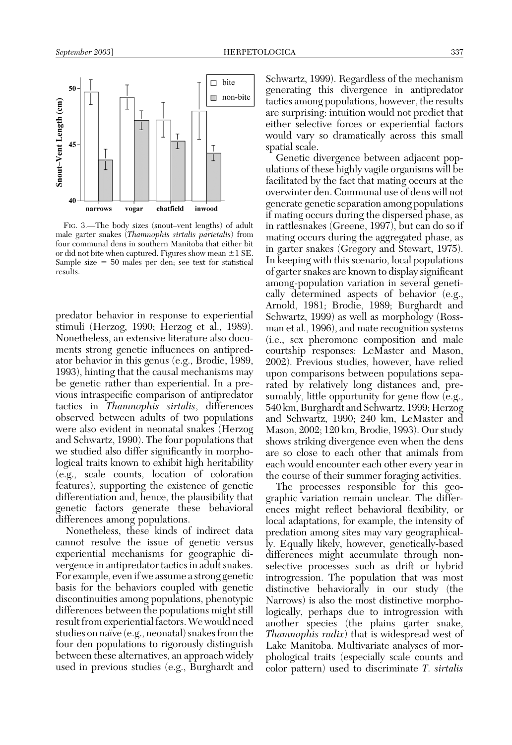FIG. 3.—The body sizes (snout–vent lengths) of adult male garter snakes (*Thamnophis sirtalis parietalis*) from four communal dens in southern Manitoba that either bit or did not bite when captured. Figures show mean ±1 SE. Sample size = 50 males per den; see text for statistical results.

predator behavior in response to experiential stimuli (Herzog, 1990; Herzog et al., 1989). Nonetheless, an extensive literature also documents strong genetic influences on antipredator behavior in this genus (e.g., Brodie, 1989, 1993), hinting that the causal mechanisms may be genetic rather than experiential. In a previous intraspecific comparison of antipredator tactics in *Thamnophis sirtalis*, differences observed between adults of two populations were also evident in neonatal snakes (Herzog and Schwartz, 1990). The four populations that we studied also differ significantly in morphological traits known to exhibit high heritability (e.g., scale counts, location of coloration features), supporting the existence of genetic differentiation and, hence, the plausibility that genetic factors generate these behavioral differences among populations.

Nonetheless, these kinds of indirect data cannot resolve the issue of genetic versus experiential mechanisms for geographic divergence in antipredator tactics in adult snakes. For example, even if we assume a strong genetic basis for the behaviors coupled with genetic discontinuities among populations, phenotypic differences between the populations might still result from experiential factors. We would need studies on naïve (e.g., neonatal) snakes from the four den populations to rigorously distinguish between these alternatives, an approach widely used in previous studies (e.g., Burghardt and Schwartz, 1999). Regardless of the mechanism generating this divergence in antipredator tactics among populations, however, the results are surprising: intuition would not predict that either selective forces or experiential factors would vary so dramatically across this small spatial scale.

Genetic divergence between adjacent populations of these highly vagile organisms will be facilitated by the fact that mating occurs at the overwinter den. Communal use of dens will not generate genetic separation among populations if mating occurs during the dispersed phase, as in rattlesnakes (Greene, 1997), but can do so if mating occurs during the aggregated phase, as in garter snakes (Gregory and Stewart, 1975). In keeping with this scenario, local populations of garter snakes are known to display significant among-population variation in several genetically determined aspects of behavior (e.g., Arnold, 1981; Brodie, 1989; Burghardt and Schwartz, 1999) as well as morphology (Rossman et al., 1996), and mate recognition systems (i.e., sex pheromone composition and male courtship responses: LeMaster and Mason, 2002). Previous studies, however, have relied upon comparisons between populations separated by relatively long distances and, presumably, little opportunity for gene flow (e.g., 540 km, Burghardt and Schwartz, 1999; Herzog and Schwartz, 1990; 240 km, LeMaster and Mason, 2002; 120 km, Brodie, 1993). Our study shows striking divergence even when the dens are so close to each other that animals from each would encounter each other every year in the course of their summer foraging activities.

The processes responsible for this geographic variation remain unclear. The differences might reflect behavioral flexibility, or local adaptations, for example, the intensity of predation among sites may vary geographically. Equally likely, however, genetically-based differences might accumulate through nonselective processes such as drift or hybrid introgression. The population that was most distinctive behaviorally in our study (the Narrows) is also the most distinctive morphologically, perhaps due to introgression with another species (the plains garter snake, *Thamnophis radix*) that is widespread west of Lake Manitoba. Multivariate analyses of morphological traits (especially scale counts and color pattern) used to discriminate *T. sirtalis*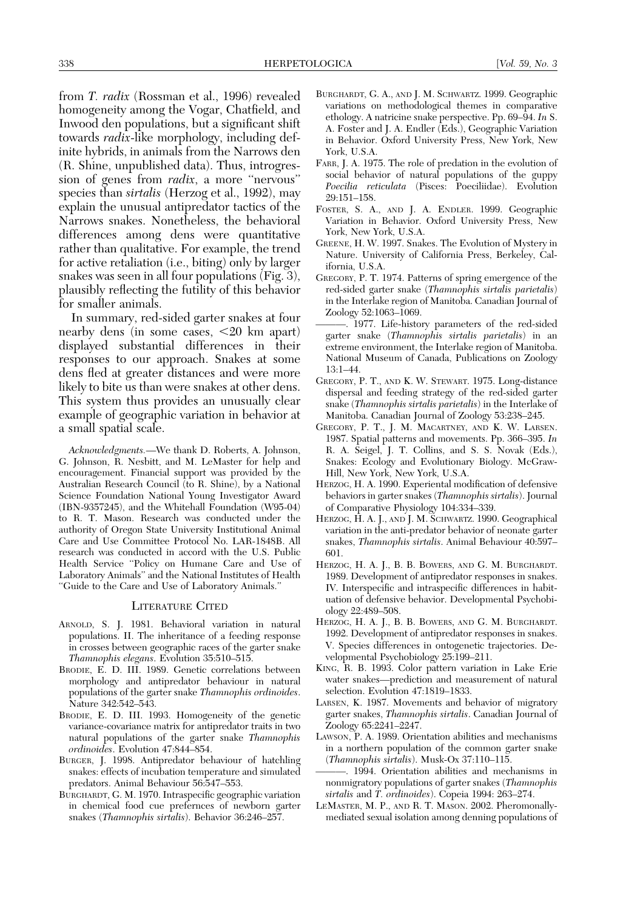from *T. radix* (Rossman et al., 1996) revealed homogeneity among the Vogar, Chatfield, and Inwood den populations, but a significant shift towards *radix*-like morphology, including definite hybrids, in animals from the Narrows den (R. Shine, unpublished data). Thus, introgression of genes from *radix*, a more "nervous" species than *sirtalis* (Herzog et al., 1992), may explain the unusual antipredator tactics of the Narrows snakes. Nonetheless, the behavioral differences among dens were quantitative rather than qualitative. For example, the trend for active retaliation (i.e., biting) only by larger snakes was seen in all four populations (Fig. 3), plausibly reflecting the futility of this behavior for smaller animals.

In summary, red-sided garter snakes at four nearby dens (in some cases, <20 km apart) displayed substantial differences in their responses to our approach. Snakes at some dens fled at greater distances and were more likely to bite us than were snakes at other dens. This system thus provides an unusually clear example of geographic variation in behavior at a small spatial scale.

*Acknowledgments.*—We thank D. Roberts, A. Johnson, G. Johnson, R. Nesbitt, and M. LeMaster for help and encouragement. Financial support was provided by the Australian Research Council (to R. Shine), by a National Science Foundation National Young Investigator Award (IBN-9357245), and the Whitehall Foundation (W95-04) to R. T. Mason. Research was conducted under the authority of Oregon State University Institutional Animal Care and Use Committee Protocol No. LAR-1848B. All research was conducted in accord with the U.S. Public Health Service "Policy on Humane Care and Use of Laboratory Animals" and the National Institutes of Health "Guide to the Care and Use of Laboratory Animals."

## Literature Cited

Arnold, S. J. 1981. Behavioral variation in natural populations. II. The inheritance of a feeding response in crosses between geographic races of the garter snake *Thamnophis elegans*. Evolution 35:510–515.

Brodie, E. D. III. 1989. Genetic correlations between morphology and antipredator behaviour in natural populations of the garter snake *Thamnophis ordinoides*. Nature 342:542–543.

Brodie, E. D. III. 1993. Homogeneity of the genetic variance-covariance matrix for antipredator traits in two natural populations of the garter snake *Thamnophis ordinoides*. Evolution 47:844–854.

Burger, J. 1998. Antipredator behaviour of hatchling snakes: effects of incubation temperature and simulated predators. Animal Behaviour 56:547–553.

Burghardt, G. M. 1970. Intraspecific geographic variation in chemical food cue prefernces of newborn garter snakes (*Thamnophis sirtalis*). Behavior 36:246–257.

Burghardt, G. A., and J. M. Schwartz. 1999. Geographic variations on methodological themes in comparative ethology. A natricine snake perspective. Pp. 69–94. *In* S. A. Foster and J. A. Endler (Eds.), Geographic Variation in Behavior. Oxford University Press, New York, New York, U.S.A.

Farr, J. A. 1975. The role of predation in the evolution of social behavior of natural populations of the guppy *Poecilia reticulata* (Pisces: Poeciliidae). Evolution 29:151–158.

Foster, S. A., and J. A. Endler. 1999. Geographic Variation in Behavior. Oxford University Press, New York, New York, U.S.A.

Greene, H. W. 1997. Snakes. The Evolution of Mystery in Nature. University of California Press, Berkeley, California, U.S.A.

Gregory, P. T. 1974. Patterns of spring emergence of the red-sided garter snake (*Thamnophis sirtalis parietalis*) in the Interlake region of Manitoba. Canadian Journal of Zoology 52:1063–1069.

———. 1977. Life-history parameters of the red-sided garter snake (*Thamnophis sirtalis parietalis*) in an extreme environment, the Interlake region of Manitoba. National Museum of Canada, Publications on Zoology 13:1–44.

Gregory, P. T., and K. W. Stewart. 1975. Long-distance dispersal and feeding strategy of the red-sided garter snake (*Thamnophis sirtalis parietalis*) in the Interlake of Manitoba. Canadian Journal of Zoology 53:238–245.

Gregory, P. T., J. M. Macartney, and K. W. Larsen. 1987. Spatial patterns and movements. Pp. 366–395. *In* R. A. Seigel, J. T. Collins, and S. S. Novak (Eds.), Snakes: Ecology and Evolutionary Biology. McGraw-Hill, New York, New York, U.S.A.

Herzog, H. A. 1990. Experiental modification of defensive behaviors in garter snakes (*Thamnophis sirtalis*). Journal of Comparative Physiology 104:334–339.

Herzog, H. A. J., and J. M. Schwartz. 1990. Geographical variation in the anti-predator behavior of neonate garter snakes, *Thamnophis sirtalis*. Animal Behaviour 40:597–601.

Herzog, H. A. J., B. B. Bowers, and G. M. Burghardt. 1989. Development of antipredator responses in snakes. IV. Interspecific and intraspecific differences in habituation of defensive behavior. Developmental Psychobiology 22:489–508.

Herzog, H. A. J., B. B. Bowers, and G. M. Burghardt. 1992. Development of antipredator responses in snakes. V. Species differences in ontogenetic trajectories. Developmental Psychobiology 25:199–211.

King, R. B. 1993. Color pattern variation in Lake Erie water snakes—prediction and measurement of natural selection. Evolution 47:1819–1833.

Larsen, K. 1987. Movements and behavior of migratory garter snakes, *Thamnophis sirtalis*. Canadian Journal of Zoology 65:2241–2247.

Lawson, P. A. 1989. Orientation abilities and mechanisms in a northern population of the common garter snake (*Thamnophis sirtalis*). Musk-Ox 37:110–115.

———. 1994. Orientation abilities and mechanisms in nonmigratory populations of garter snakes (*Thamnophis sirtalis* and *T. ordinoides*). Copeia 1994: 263–274.

LeMaster, M. P., and R. T. Mason. 2002. Pheromonally-mediated sexual isolation among denning populations of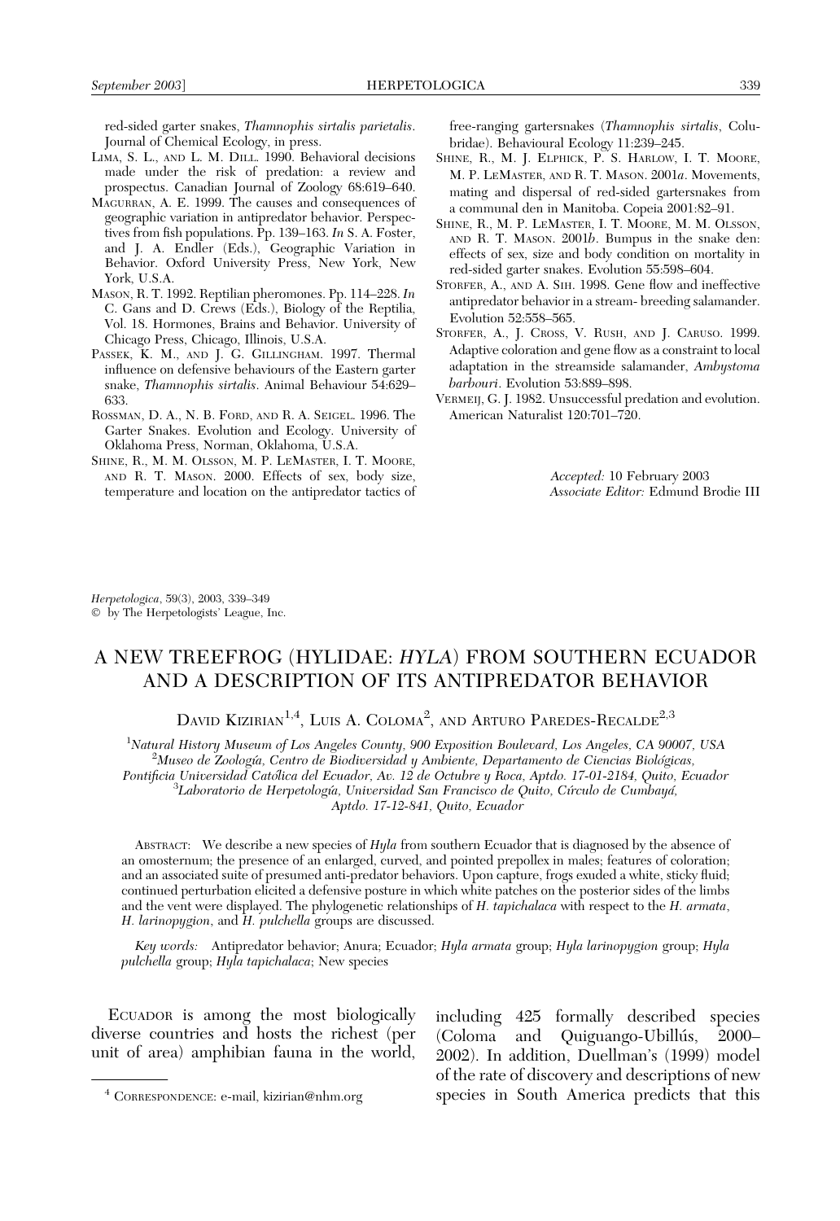red-sided garter snakes, *Thamnophis sirtalis parietalis*. Journal of Chemical Ecology, in press.

LIMA, S. L., AND L. M. DILL. 1990. Behavioral decisions made under the risk of predation: a review and prospectus. Canadian Journal of Zoology 68:619–640.

MAGURRAN, A. E. 1999. The causes and consequences of geographic variation in antipredator behavior. Perspectives from fish populations. Pp. 139–163. *In* S. A. Foster, and J. A. Endler (Eds.), Geographic Variation in Behavior. Oxford University Press, New York, New York, U.S.A.

MASON, R. T. 1992. Reptilian pheromones. Pp. 114–228. *In* C. Gans and D. Crews (Eds.), Biology of the Reptilia, Vol. 18. Hormones, Brains and Behavior. University of Chicago Press, Chicago, Illinois, U.S.A.

PASSEK, K. M., AND J. G. GILLINGHAM. 1997. Thermal influence on defensive behaviours of the Eastern garter snake, *Thamnophis sirtalis*. Animal Behaviour 54:629–633.

ROSSMAN, D. A., N. B. FORD, AND R. A. SEIGEL. 1996. The Garter Snakes. Evolution and Ecology. University of Oklahoma Press, Norman, Oklahoma, U.S.A.

SHINE, R., M. M. OLSSON, M. P. LEMASTER, I. T. MOORE, AND R. T. MASON. 2000. Effects of sex, body size, temperature and location on the antipredator tactics of free-ranging gartersnakes (*Thamnophis sirtalis*, Colubridae). Behavioural Ecology 11:239–245.

SHINE, R., M. J. ELPHICK, P. S. HARLOW, I. T. MOORE, M. P. LEMASTER, AND R. T. MASON. 2001*a*. Movements, mating and dispersal of red-sided gartersnakes from a communal den in Manitoba. Copeia 2001:82–91.

SHINE, R., M. P. LEMASTER, I. T. MOORE, M. M. OLSSON, AND R. T. MASON. 2001*b*. Bumpus in the snake den: effects of sex, size and body condition on mortality in red-sided garter snakes. Evolution 55:598–604.

STORFER, A., AND A. SIH. 1998. Gene flow and ineffective antipredator behavior in a stream- breeding salamander. Evolution 52:558–565.

STORFER, A., J. CROSS, V. RUSH, AND J. CARUSO. 1999. Adaptive coloration and gene flow as a constraint to local adaptation in the streamside salamander, *Ambystoma barbouri*. Evolution 53:889–898.

VERMEIJ, G. J. 1982. Unsuccessful predation and evolution. American Naturalist 120:701–720.

*Accepted:* 10 February 2003
*Associate Editor:* Edmund Brodie III

---

*Herpetologica*, 59(3), 2003, 339–349
© by The Herpetologists' League, Inc.

# A NEW TREEFROG (HYLIDAE: *HYLA*) FROM SOUTHERN ECUADOR AND A DESCRIPTION OF ITS ANTIPREDATOR BEHAVIOR

DAVID KIZIRIAN[1,4], LUIS A. COLOMA[2], AND ARTURO PAREDES-RECALDE[2,3]

[1]*Natural History Museum of Los Angeles County, 900 Exposition Boulevard, Los Angeles, CA 90007, USA*
[2]*Museo de Zoología, Centro de Biodiversidad y Ambiente, Departamento de Ciencias Biológicas, Pontificia Universidad Católica del Ecuador, Av. 12 de Octubre y Roca, Aptdo. 17-01-2184, Quito, Ecuador*
[3]*Laboratorio de Herpetología, Universidad San Francisco de Quito, Círculo de Cumbayá, Aptdo. 17-12-841, Quito, Ecuador*

ABSTRACT: We describe a new species of *Hyla* from southern Ecuador that is diagnosed by the absence of an omosternum; the presence of an enlarged, curved, and pointed prepollex in males; features of coloration; and an associated suite of presumed anti-predator behaviors. Upon capture, frogs exuded a white, sticky fluid; continued perturbation elicited a defensive posture in which white patches on the posterior sides of the limbs and the vent were displayed. The phylogenetic relationships of *H. tapichalaca* with respect to the *H. armata*, *H. larinopygion*, and *H. pulchella* groups are discussed.

*Key words:* Antipredator behavior; Anura; Ecuador; *Hyla armata* group; *Hyla larinopygion* group; *Hyla pulchella* group; *Hyla tapichalaca*; New species

ECUADOR is among the most biologically diverse countries and hosts the richest (per unit of area) amphibian fauna in the world, including 425 formally described species (Coloma and Quiguango-Ubillús, 2000–2002). In addition, Duellman's (1999) model of the rate of discovery and descriptions of new species in South America predicts that this

[4] CORRESPONDENCE: e-mail, kizirian@nhm.org